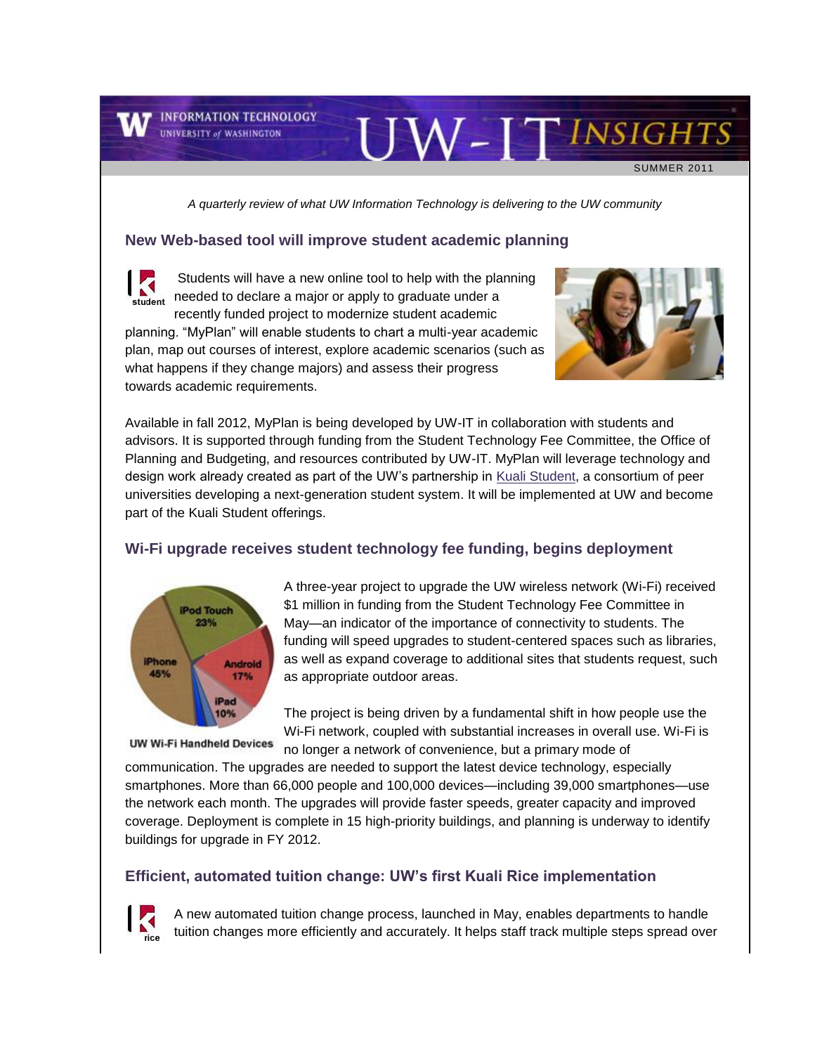# UW-IT INSIGHTS

INFORMATION TECHNOLOGY
UNIVERSITY of WASHINGTON

SUMMER 2011

*A quarterly review of what UW Information Technology is delivering to the UW community*

## New Web-based tool will improve student academic planning

Students will have a new online tool to help with the planning needed to declare a major or apply to graduate under a recently funded project to modernize student academic planning. "MyPlan" will enable students to chart a multi-year academic plan, map out courses of interest, explore academic scenarios (such as what happens if they change majors) and assess their progress towards academic requirements.

Available in fall 2012, MyPlan is being developed by UW-IT in collaboration with students and advisors. It is supported through funding from the Student Technology Fee Committee, the Office of Planning and Budgeting, and resources contributed by UW-IT. MyPlan will leverage technology and design work already created as part of the UW's partnership in Kuali Student, a consortium of peer universities developing a next-generation student system. It will be implemented at UW and become part of the Kuali Student offerings.

## Wi-Fi upgrade receives student technology fee funding, begins deployment

UW Wi-Fi Handheld Devices

A three-year project to upgrade the UW wireless network (Wi-Fi) received $1 million in funding from the Student Technology Fee Committee in May—an indicator of the importance of connectivity to students. The funding will speed upgrades to student-centered spaces such as libraries, as well as expand coverage to additional sites that students request, such as appropriate outdoor areas.

The project is being driven by a fundamental shift in how people use the Wi-Fi network, coupled with substantial increases in overall use. Wi-Fi is no longer a network of convenience, but a primary mode of communication. The upgrades are needed to support the latest device technology, especially smartphones. More than 66,000 people and 100,000 devices—including 39,000 smartphones—use the network each month. The upgrades will provide faster speeds, greater capacity and improved coverage. Deployment is complete in 15 high-priority buildings, and planning is underway to identify buildings for upgrade in FY 2012.

## Efficient, automated tuition change: UW's first Kuali Rice implementation

A new automated tuition change process, launched in May, enables departments to handle tuition changes more efficiently and accurately. It helps staff track multiple steps spread over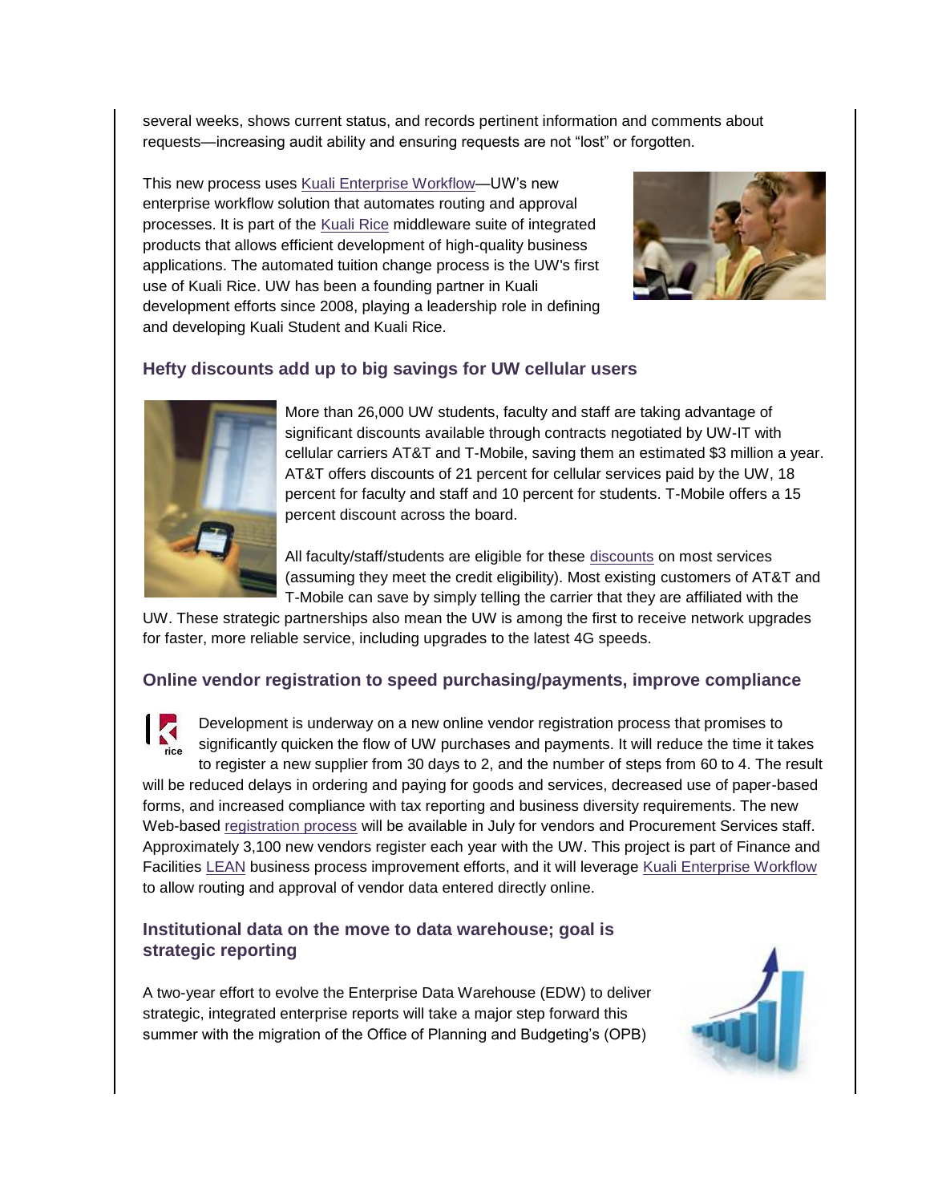several weeks, shows current status, and records pertinent information and comments about requests—increasing audit ability and ensuring requests are not "lost" or forgotten.

This new process uses Kuali Enterprise Workflow—UW's new enterprise workflow solution that automates routing and approval processes. It is part of the Kuali Rice middleware suite of integrated products that allows efficient development of high-quality business applications. The automated tuition change process is the UW's first use of Kuali Rice. UW has been a founding partner in Kuali development efforts since 2008, playing a leadership role in defining and developing Kuali Student and Kuali Rice.

### Hefty discounts add up to big savings for UW cellular users

More than 26,000 UW students, faculty and staff are taking advantage of significant discounts available through contracts negotiated by UW-IT with cellular carriers AT&T and T-Mobile, saving them an estimated $3 million a year. AT&T offers discounts of 21 percent for cellular services paid by the UW, 18 percent for faculty and staff and 10 percent for students. T-Mobile offers a 15 percent discount across the board.

All faculty/staff/students are eligible for these discounts on most services (assuming they meet the credit eligibility). Most existing customers of AT&T and T-Mobile can save by simply telling the carrier that they are affiliated with the UW. These strategic partnerships also mean the UW is among the first to receive network upgrades for faster, more reliable service, including upgrades to the latest 4G speeds.

### Online vendor registration to speed purchasing/payments, improve compliance

Development is underway on a new online vendor registration process that promises to significantly quicken the flow of UW purchases and payments. It will reduce the time it takes to register a new supplier from 30 days to 2, and the number of steps from 60 to 4. The result will be reduced delays in ordering and paying for goods and services, decreased use of paper-based forms, and increased compliance with tax reporting and business diversity requirements. The new Web-based registration process will be available in July for vendors and Procurement Services staff. Approximately 3,100 new vendors register each year with the UW. This project is part of Finance and Facilities LEAN business process improvement efforts, and it will leverage Kuali Enterprise Workflow to allow routing and approval of vendor data entered directly online.

### Institutional data on the move to data warehouse; goal is strategic reporting

A two-year effort to evolve the Enterprise Data Warehouse (EDW) to deliver strategic, integrated enterprise reports will take a major step forward this summer with the migration of the Office of Planning and Budgeting's (OPB)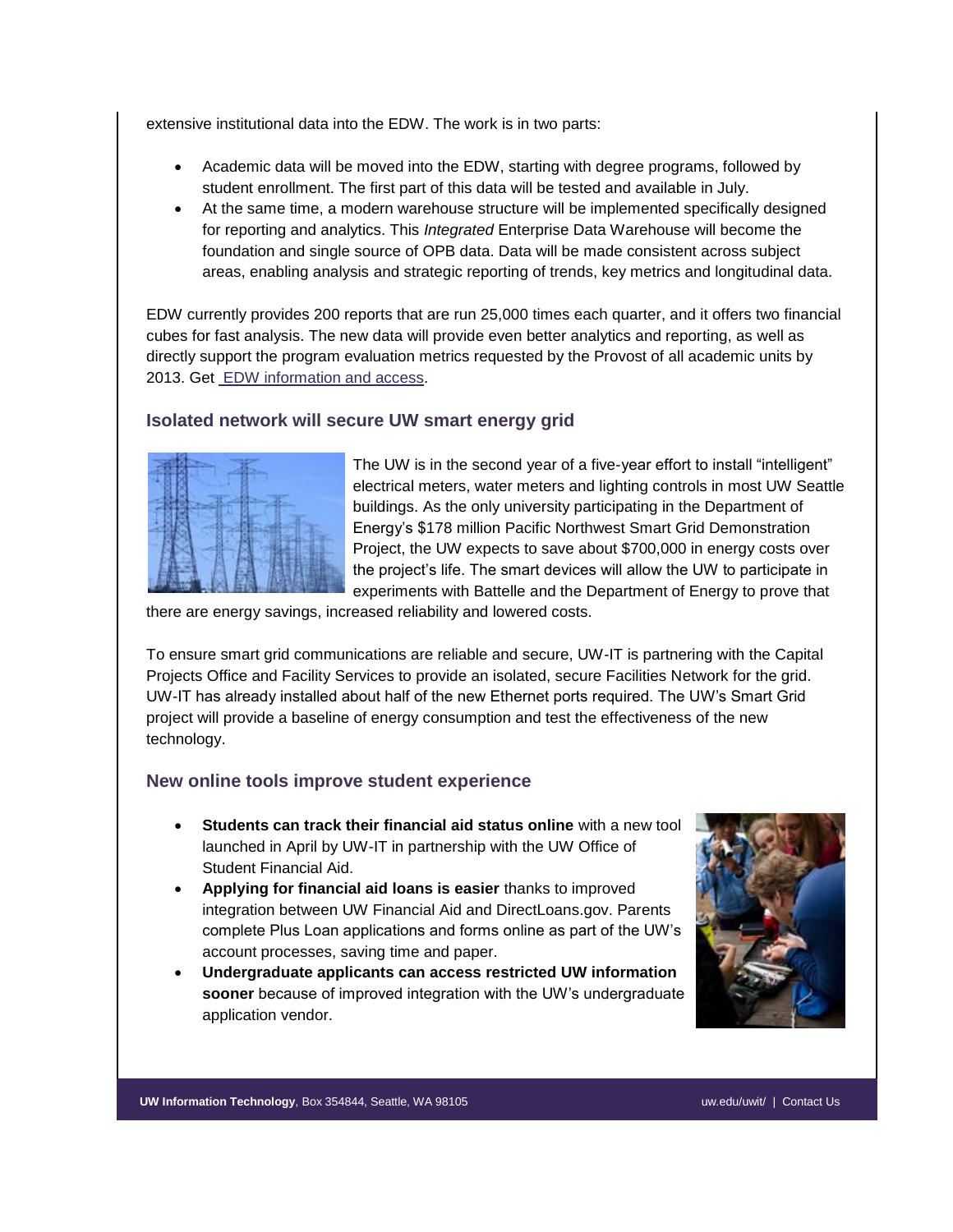extensive institutional data into the EDW. The work is in two parts:

- Academic data will be moved into the EDW, starting with degree programs, followed by student enrollment. The first part of this data will be tested and available in July.
- At the same time, a modern warehouse structure will be implemented specifically designed for reporting and analytics. This *Integrated* Enterprise Data Warehouse will become the foundation and single source of OPB data. Data will be made consistent across subject areas, enabling analysis and strategic reporting of trends, key metrics and longitudinal data.

EDW currently provides 200 reports that are run 25,000 times each quarter, and it offers two financial cubes for fast analysis. The new data will provide even better analytics and reporting, as well as directly support the program evaluation metrics requested by the Provost of all academic units by 2013. Get EDW information and access.

### Isolated network will secure UW smart energy grid

The UW is in the second year of a five-year effort to install "intelligent" electrical meters, water meters and lighting controls in most UW Seattle buildings. As the only university participating in the Department of Energy's $178 million Pacific Northwest Smart Grid Demonstration Project, the UW expects to save about $700,000 in energy costs over the project's life. The smart devices will allow the UW to participate in experiments with Battelle and the Department of Energy to prove that there are energy savings, increased reliability and lowered costs.

To ensure smart grid communications are reliable and secure, UW-IT is partnering with the Capital Projects Office and Facility Services to provide an isolated, secure Facilities Network for the grid. UW-IT has already installed about half of the new Ethernet ports required. The UW's Smart Grid project will provide a baseline of energy consumption and test the effectiveness of the new technology.

### New online tools improve student experience

- **Students can track their financial aid status online** with a new tool launched in April by UW-IT in partnership with the UW Office of Student Financial Aid.
- **Applying for financial aid loans is easier** thanks to improved integration between UW Financial Aid and DirectLoans.gov. Parents complete Plus Loan applications and forms online as part of the UW's account processes, saving time and paper.
- **Undergraduate applicants can access restricted UW information sooner** because of improved integration with the UW's undergraduate application vendor.

**UW Information Technology**, Box 354844, Seattle, WA 98105 uw.edu/uwit/ | Contact Us